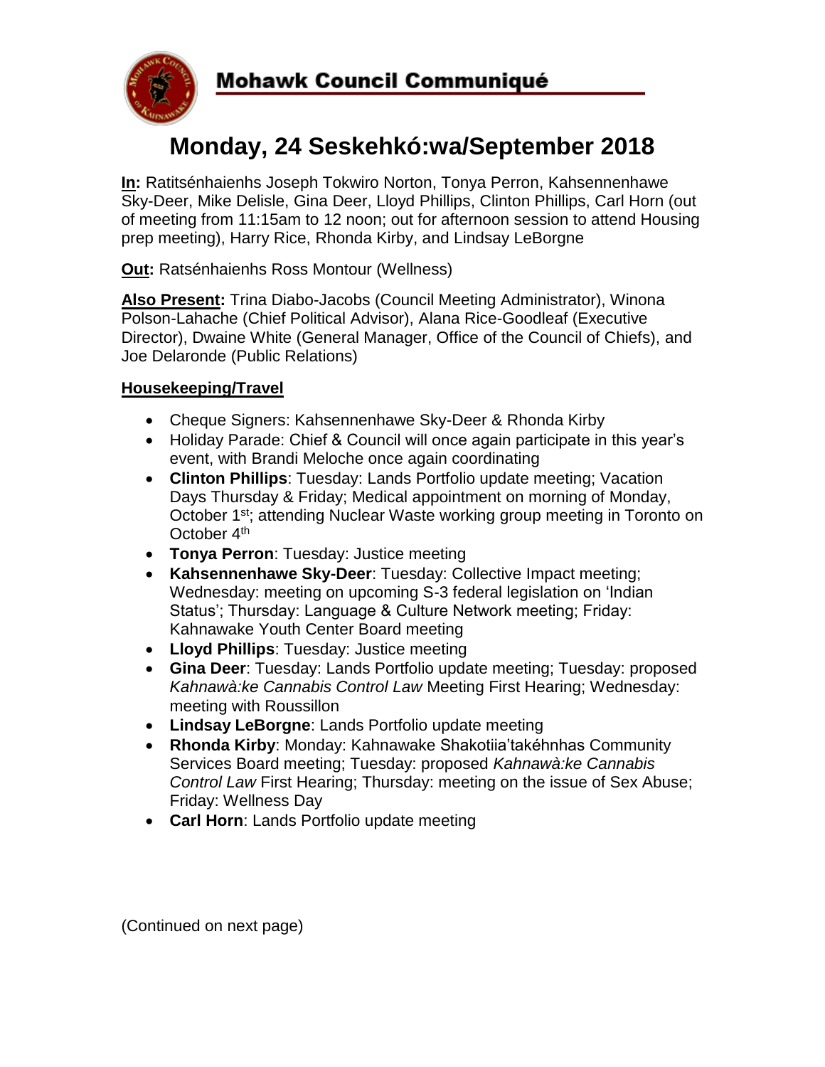# Mohawk Council Communiqué

## Monday, 24 Seskehkó:wa/September 2018

**In:** Ratitsénhaienhs Joseph Tokwiro Norton, Tonya Perron, Kahsennenhawe Sky-Deer, Mike Delisle, Gina Deer, Lloyd Phillips, Clinton Phillips, Carl Horn (out of meeting from 11:15am to 12 noon; out for afternoon session to attend Housing prep meeting), Harry Rice, Rhonda Kirby, and Lindsay LeBorgne

**Out:** Ratsénhaienhs Ross Montour (Wellness)

**Also Present:** Trina Diabo-Jacobs (Council Meeting Administrator), Winona Polson-Lahache (Chief Political Advisor), Alana Rice-Goodleaf (Executive Director), Dwaine White (General Manager, Office of the Council of Chiefs), and Joe Delaronde (Public Relations)

### Housekeeping/Travel

- Cheque Signers: Kahsennenhawe Sky-Deer & Rhonda Kirby
- Holiday Parade: Chief & Council will once again participate in this year's event, with Brandi Meloche once again coordinating
- **Clinton Phillips**: Tuesday: Lands Portfolio update meeting; Vacation Days Thursday & Friday; Medical appointment on morning of Monday, October 1st; attending Nuclear Waste working group meeting in Toronto on October 4th
- **Tonya Perron**: Tuesday: Justice meeting
- **Kahsennenhawe Sky-Deer**: Tuesday: Collective Impact meeting; Wednesday: meeting on upcoming S-3 federal legislation on 'Indian Status'; Thursday: Language & Culture Network meeting; Friday: Kahnawake Youth Center Board meeting
- **Lloyd Phillips**: Tuesday: Justice meeting
- **Gina Deer**: Tuesday: Lands Portfolio update meeting; Tuesday: proposed *Kahnawà:ke Cannabis Control Law* Meeting First Hearing; Wednesday: meeting with Roussillon
- **Lindsay LeBorgne**: Lands Portfolio update meeting
- **Rhonda Kirby**: Monday: Kahnawake Shakotiia'takéhnhas Community Services Board meeting; Tuesday: proposed *Kahnawà:ke Cannabis Control Law* First Hearing; Thursday: meeting on the issue of Sex Abuse; Friday: Wellness Day
- **Carl Horn**: Lands Portfolio update meeting

(Continued on next page)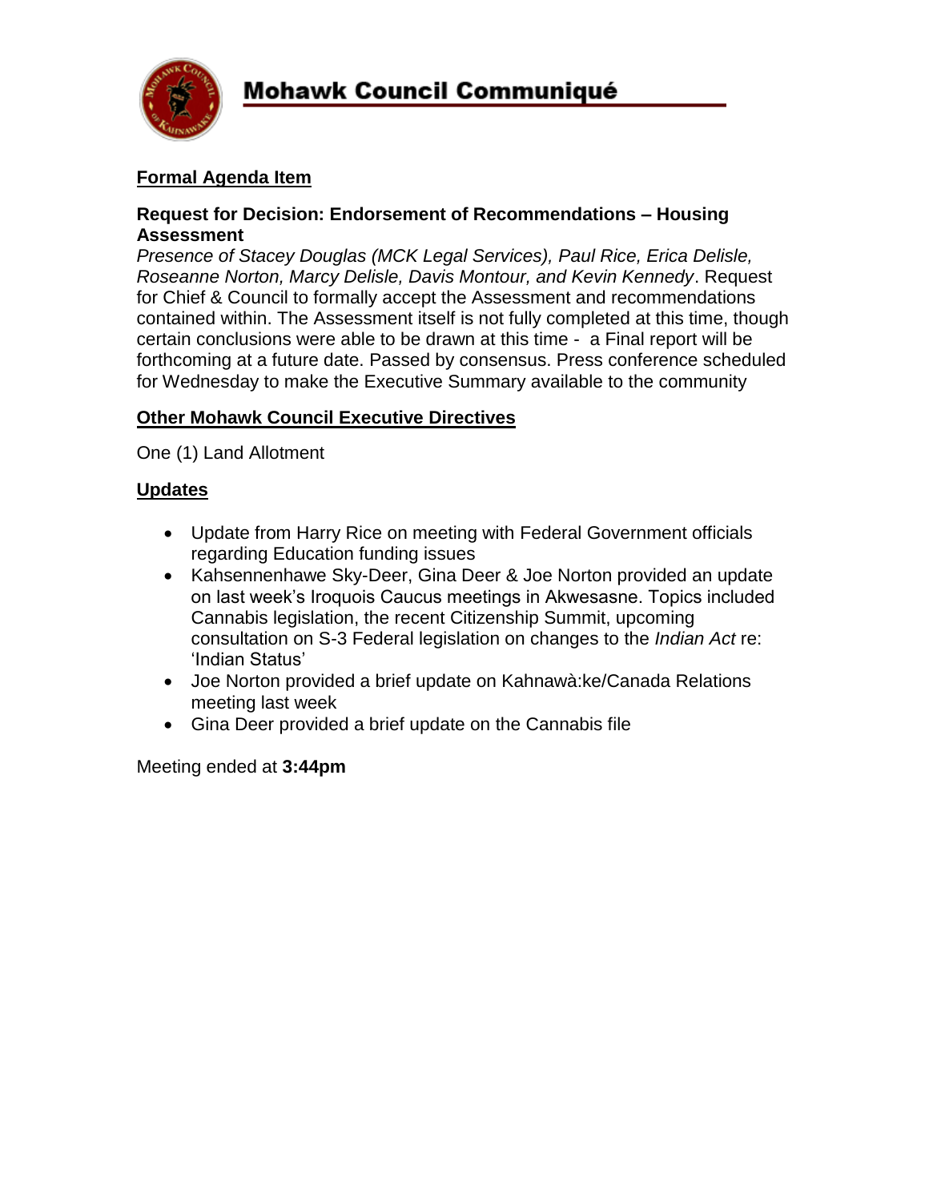# Mohawk Council Communiqué

## Formal Agenda Item

**Request for Decision: Endorsement of Recommendations – Housing Assessment**

*Presence of Stacey Douglas (MCK Legal Services), Paul Rice, Erica Delisle, Roseanne Norton, Marcy Delisle, Davis Montour, and Kevin Kennedy*. Request for Chief & Council to formally accept the Assessment and recommendations contained within. The Assessment itself is not fully completed at this time, though certain conclusions were able to be drawn at this time - a Final report will be forthcoming at a future date. Passed by consensus. Press conference scheduled for Wednesday to make the Executive Summary available to the community

## Other Mohawk Council Executive Directives

One (1) Land Allotment

## Updates

- Update from Harry Rice on meeting with Federal Government officials regarding Education funding issues
- Kahsennenhawe Sky-Deer, Gina Deer & Joe Norton provided an update on last week's Iroquois Caucus meetings in Akwesasne. Topics included Cannabis legislation, the recent Citizenship Summit, upcoming consultation on S-3 Federal legislation on changes to the *Indian Act* re: 'Indian Status'
- Joe Norton provided a brief update on Kahnawà:ke/Canada Relations meeting last week
- Gina Deer provided a brief update on the Cannabis file

Meeting ended at **3:44pm**